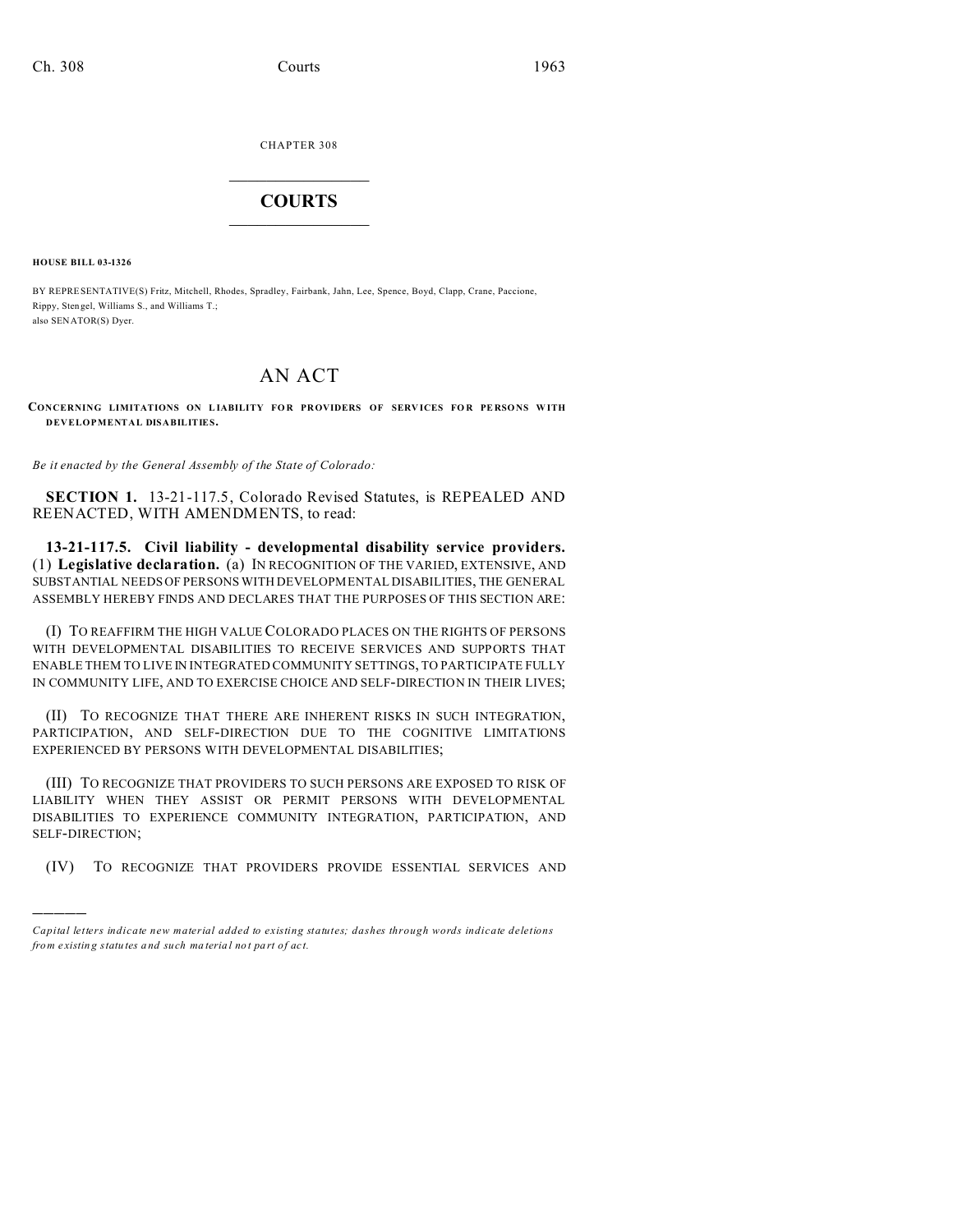CHAPTER 308

# COURTS

**HOUSE BILL 03-1326**

BY REPRESENTATIVE(S) Fritz, Mitchell, Rhodes, Spradley, Fairbank, Jahn, Lee, Spence, Boyd, Clapp, Crane, Paccione, Rippy, Stengel, Williams S., and Williams T.;
also SENATOR(S) Dyer.

# AN ACT

**CONCERNING LIMITATIONS ON LIABILITY FOR PROVIDERS OF SERVICES FOR PERSONS WITH DEVELOPMENTAL DISABILITIES.**

*Be it enacted by the General Assembly of the State of Colorado:*

**SECTION 1.** 13-21-117.5, Colorado Revised Statutes, is REPEALED AND REENACTED, WITH AMENDMENTS, to read:

**13-21-117.5. Civil liability - developmental disability service providers.** (1) **Legislative declaration.** (a) IN RECOGNITION OF THE VARIED, EXTENSIVE, AND SUBSTANTIAL NEEDS OF PERSONS WITH DEVELOPMENTAL DISABILITIES, THE GENERAL ASSEMBLY HEREBY FINDS AND DECLARES THAT THE PURPOSES OF THIS SECTION ARE:

(I) TO REAFFIRM THE HIGH VALUE COLORADO PLACES ON THE RIGHTS OF PERSONS WITH DEVELOPMENTAL DISABILITIES TO RECEIVE SERVICES AND SUPPORTS THAT ENABLE THEM TO LIVE IN INTEGRATED COMMUNITY SETTINGS, TO PARTICIPATE FULLY IN COMMUNITY LIFE, AND TO EXERCISE CHOICE AND SELF-DIRECTION IN THEIR LIVES;

(II) TO RECOGNIZE THAT THERE ARE INHERENT RISKS IN SUCH INTEGRATION, PARTICIPATION, AND SELF-DIRECTION DUE TO THE COGNITIVE LIMITATIONS EXPERIENCED BY PERSONS WITH DEVELOPMENTAL DISABILITIES;

(III) TO RECOGNIZE THAT PROVIDERS TO SUCH PERSONS ARE EXPOSED TO RISK OF LIABILITY WHEN THEY ASSIST OR PERMIT PERSONS WITH DEVELOPMENTAL DISABILITIES TO EXPERIENCE COMMUNITY INTEGRATION, PARTICIPATION, AND SELF-DIRECTION;

(IV) TO RECOGNIZE THAT PROVIDERS PROVIDE ESSENTIAL SERVICES AND

*Capital letters indicate new material added to existing statutes; dashes through words indicate deletions from existing statutes and such material not part of act.*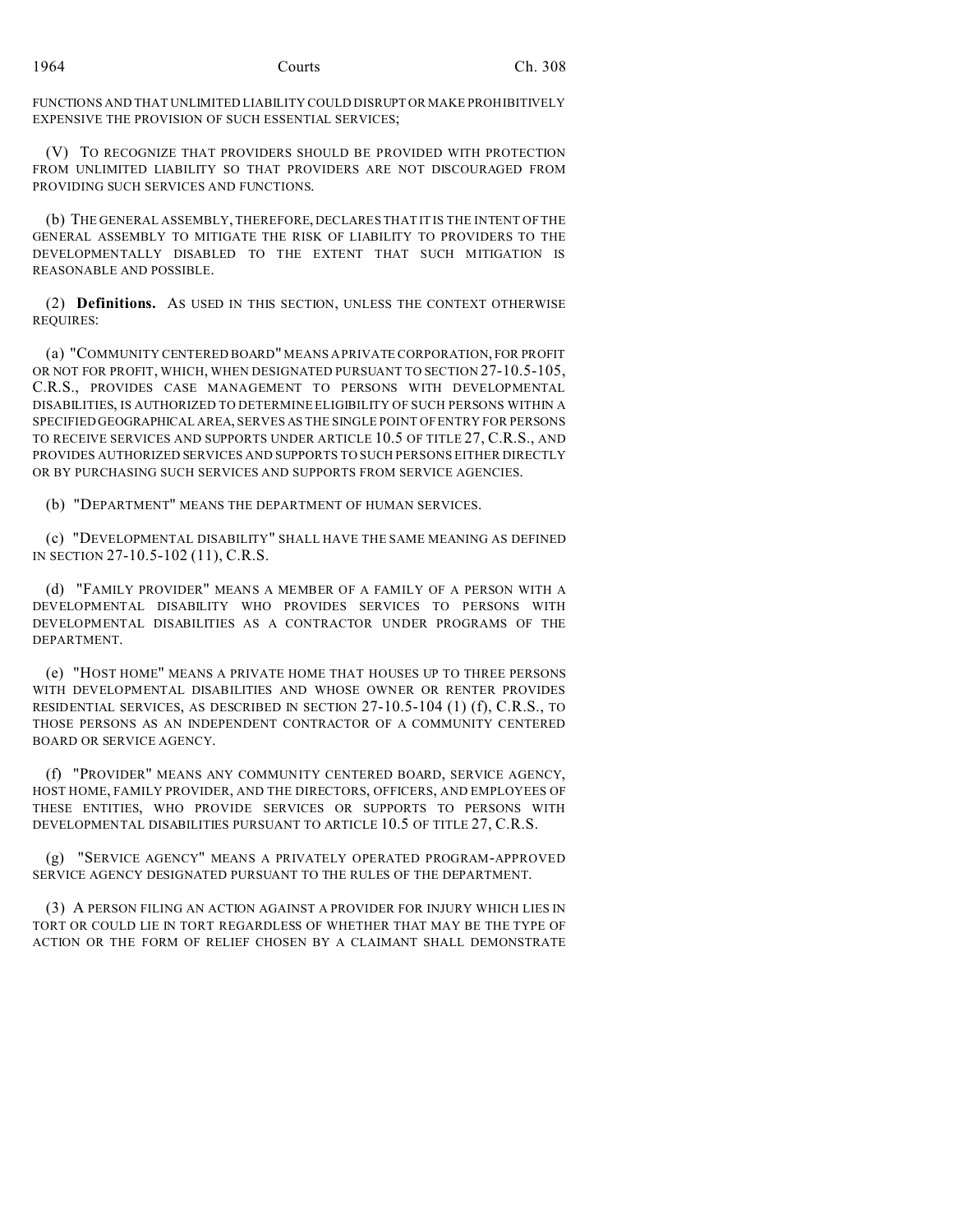FUNCTIONS AND THAT UNLIMITED LIABILITY COULD DISRUPT OR MAKE PROHIBITIVELY EXPENSIVE THE PROVISION OF SUCH ESSENTIAL SERVICES;

(V) TO RECOGNIZE THAT PROVIDERS SHOULD BE PROVIDED WITH PROTECTION FROM UNLIMITED LIABILITY SO THAT PROVIDERS ARE NOT DISCOURAGED FROM PROVIDING SUCH SERVICES AND FUNCTIONS.

(b) THE GENERAL ASSEMBLY, THEREFORE, DECLARES THAT IT IS THE INTENT OF THE GENERAL ASSEMBLY TO MITIGATE THE RISK OF LIABILITY TO PROVIDERS TO THE DEVELOPMENTALLY DISABLED TO THE EXTENT THAT SUCH MITIGATION IS REASONABLE AND POSSIBLE.

(2) **Definitions.** AS USED IN THIS SECTION, UNLESS THE CONTEXT OTHERWISE REQUIRES:

(a) "COMMUNITY CENTERED BOARD" MEANS A PRIVATE CORPORATION, FOR PROFIT OR NOT FOR PROFIT, WHICH, WHEN DESIGNATED PURSUANT TO SECTION 27-10.5-105, C.R.S., PROVIDES CASE MANAGEMENT TO PERSONS WITH DEVELOPMENTAL DISABILITIES, IS AUTHORIZED TO DETERMINE ELIGIBILITY OF SUCH PERSONS WITHIN A SPECIFIED GEOGRAPHICAL AREA, SERVES AS THE SINGLE POINT OF ENTRY FOR PERSONS TO RECEIVE SERVICES AND SUPPORTS UNDER ARTICLE 10.5 OF TITLE 27, C.R.S., AND PROVIDES AUTHORIZED SERVICES AND SUPPORTS TO SUCH PERSONS EITHER DIRECTLY OR BY PURCHASING SUCH SERVICES AND SUPPORTS FROM SERVICE AGENCIES.

(b) "DEPARTMENT" MEANS THE DEPARTMENT OF HUMAN SERVICES.

(c) "DEVELOPMENTAL DISABILITY" SHALL HAVE THE SAME MEANING AS DEFINED IN SECTION 27-10.5-102 (11), C.R.S.

(d) "FAMILY PROVIDER" MEANS A MEMBER OF A FAMILY OF A PERSON WITH A DEVELOPMENTAL DISABILITY WHO PROVIDES SERVICES TO PERSONS WITH DEVELOPMENTAL DISABILITIES AS A CONTRACTOR UNDER PROGRAMS OF THE DEPARTMENT.

(e) "HOST HOME" MEANS A PRIVATE HOME THAT HOUSES UP TO THREE PERSONS WITH DEVELOPMENTAL DISABILITIES AND WHOSE OWNER OR RENTER PROVIDES RESIDENTIAL SERVICES, AS DESCRIBED IN SECTION 27-10.5-104 (1) (f), C.R.S., TO THOSE PERSONS AS AN INDEPENDENT CONTRACTOR OF A COMMUNITY CENTERED BOARD OR SERVICE AGENCY.

(f) "PROVIDER" MEANS ANY COMMUNITY CENTERED BOARD, SERVICE AGENCY, HOST HOME, FAMILY PROVIDER, AND THE DIRECTORS, OFFICERS, AND EMPLOYEES OF THESE ENTITIES, WHO PROVIDE SERVICES OR SUPPORTS TO PERSONS WITH DEVELOPMENTAL DISABILITIES PURSUANT TO ARTICLE 10.5 OF TITLE 27, C.R.S.

(g) "SERVICE AGENCY" MEANS A PRIVATELY OPERATED PROGRAM-APPROVED SERVICE AGENCY DESIGNATED PURSUANT TO THE RULES OF THE DEPARTMENT.

(3) A PERSON FILING AN ACTION AGAINST A PROVIDER FOR INJURY WHICH LIES IN TORT OR COULD LIE IN TORT REGARDLESS OF WHETHER THAT MAY BE THE TYPE OF ACTION OR THE FORM OF RELIEF CHOSEN BY A CLAIMANT SHALL DEMONSTRATE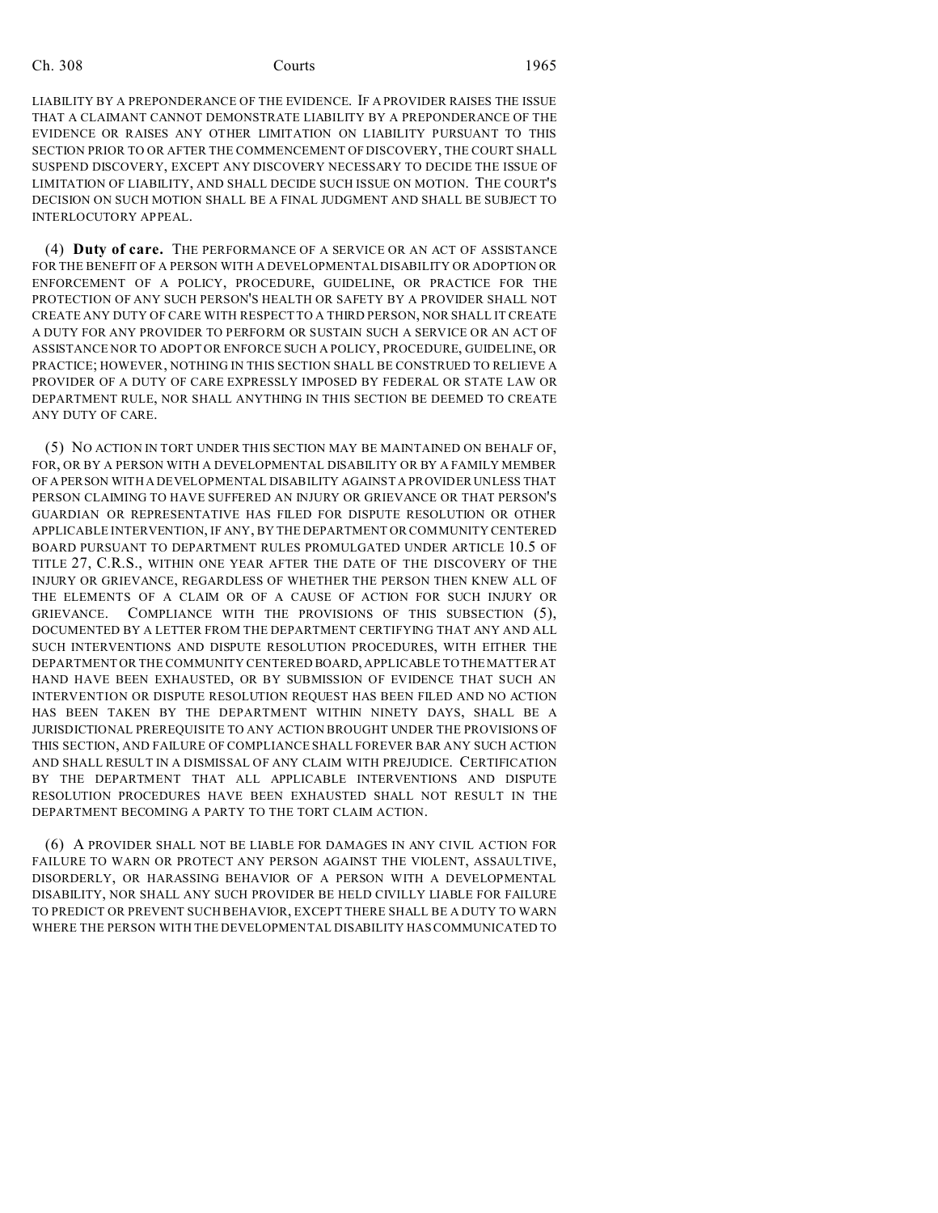LIABILITY BY A PREPONDERANCE OF THE EVIDENCE. IF A PROVIDER RAISES THE ISSUE THAT A CLAIMANT CANNOT DEMONSTRATE LIABILITY BY A PREPONDERANCE OF THE EVIDENCE OR RAISES ANY OTHER LIMITATION ON LIABILITY PURSUANT TO THIS SECTION PRIOR TO OR AFTER THE COMMENCEMENT OF DISCOVERY, THE COURT SHALL SUSPEND DISCOVERY, EXCEPT ANY DISCOVERY NECESSARY TO DECIDE THE ISSUE OF LIMITATION OF LIABILITY, AND SHALL DECIDE SUCH ISSUE ON MOTION. THE COURT'S DECISION ON SUCH MOTION SHALL BE A FINAL JUDGMENT AND SHALL BE SUBJECT TO INTERLOCUTORY APPEAL.

(4) **Duty of care.** THE PERFORMANCE OF A SERVICE OR AN ACT OF ASSISTANCE FOR THE BENEFIT OF A PERSON WITH A DEVELOPMENTAL DISABILITY OR ADOPTION OR ENFORCEMENT OF A POLICY, PROCEDURE, GUIDELINE, OR PRACTICE FOR THE PROTECTION OF ANY SUCH PERSON'S HEALTH OR SAFETY BY A PROVIDER SHALL NOT CREATE ANY DUTY OF CARE WITH RESPECT TO A THIRD PERSON, NOR SHALL IT CREATE A DUTY FOR ANY PROVIDER TO PERFORM OR SUSTAIN SUCH A SERVICE OR AN ACT OF ASSISTANCE NOR TO ADOPT OR ENFORCE SUCH A POLICY, PROCEDURE, GUIDELINE, OR PRACTICE; HOWEVER, NOTHING IN THIS SECTION SHALL BE CONSTRUED TO RELIEVE A PROVIDER OF A DUTY OF CARE EXPRESSLY IMPOSED BY FEDERAL OR STATE LAW OR DEPARTMENT RULE, NOR SHALL ANYTHING IN THIS SECTION BE DEEMED TO CREATE ANY DUTY OF CARE.

(5) NO ACTION IN TORT UNDER THIS SECTION MAY BE MAINTAINED ON BEHALF OF, FOR, OR BY A PERSON WITH A DEVELOPMENTAL DISABILITY OR BY A FAMILY MEMBER OF A PERSON WITH A DEVELOPMENTAL DISABILITY AGAINST A PROVIDER UNLESS THAT PERSON CLAIMING TO HAVE SUFFERED AN INJURY OR GRIEVANCE OR THAT PERSON'S GUARDIAN OR REPRESENTATIVE HAS FILED FOR DISPUTE RESOLUTION OR OTHER APPLICABLE INTERVENTION, IF ANY, BY THE DEPARTMENT OR COMMUNITY CENTERED BOARD PURSUANT TO DEPARTMENT RULES PROMULGATED UNDER ARTICLE 10.5 OF TITLE 27, C.R.S., WITHIN ONE YEAR AFTER THE DATE OF THE DISCOVERY OF THE INJURY OR GRIEVANCE, REGARDLESS OF WHETHER THE PERSON THEN KNEW ALL OF THE ELEMENTS OF A CLAIM OR OF A CAUSE OF ACTION FOR SUCH INJURY OR GRIEVANCE. COMPLIANCE WITH THE PROVISIONS OF THIS SUBSECTION (5), DOCUMENTED BY A LETTER FROM THE DEPARTMENT CERTIFYING THAT ANY AND ALL SUCH INTERVENTIONS AND DISPUTE RESOLUTION PROCEDURES, WITH EITHER THE DEPARTMENT OR THE COMMUNITY CENTERED BOARD, APPLICABLE TO THE MATTER AT HAND HAVE BEEN EXHAUSTED, OR BY SUBMISSION OF EVIDENCE THAT SUCH AN INTERVENTION OR DISPUTE RESOLUTION REQUEST HAS BEEN FILED AND NO ACTION HAS BEEN TAKEN BY THE DEPARTMENT WITHIN NINETY DAYS, SHALL BE A JURISDICTIONAL PREREQUISITE TO ANY ACTION BROUGHT UNDER THE PROVISIONS OF THIS SECTION, AND FAILURE OF COMPLIANCE SHALL FOREVER BAR ANY SUCH ACTION AND SHALL RESULT IN A DISMISSAL OF ANY CLAIM WITH PREJUDICE. CERTIFICATION BY THE DEPARTMENT THAT ALL APPLICABLE INTERVENTIONS AND DISPUTE RESOLUTION PROCEDURES HAVE BEEN EXHAUSTED SHALL NOT RESULT IN THE DEPARTMENT BECOMING A PARTY TO THE TORT CLAIM ACTION.

(6) A PROVIDER SHALL NOT BE LIABLE FOR DAMAGES IN ANY CIVIL ACTION FOR FAILURE TO WARN OR PROTECT ANY PERSON AGAINST THE VIOLENT, ASSAULTIVE, DISORDERLY, OR HARASSING BEHAVIOR OF A PERSON WITH A DEVELOPMENTAL DISABILITY, NOR SHALL ANY SUCH PROVIDER BE HELD CIVILLY LIABLE FOR FAILURE TO PREDICT OR PREVENT SUCH BEHAVIOR, EXCEPT THERE SHALL BE A DUTY TO WARN WHERE THE PERSON WITH THE DEVELOPMENTAL DISABILITY HAS COMMUNICATED TO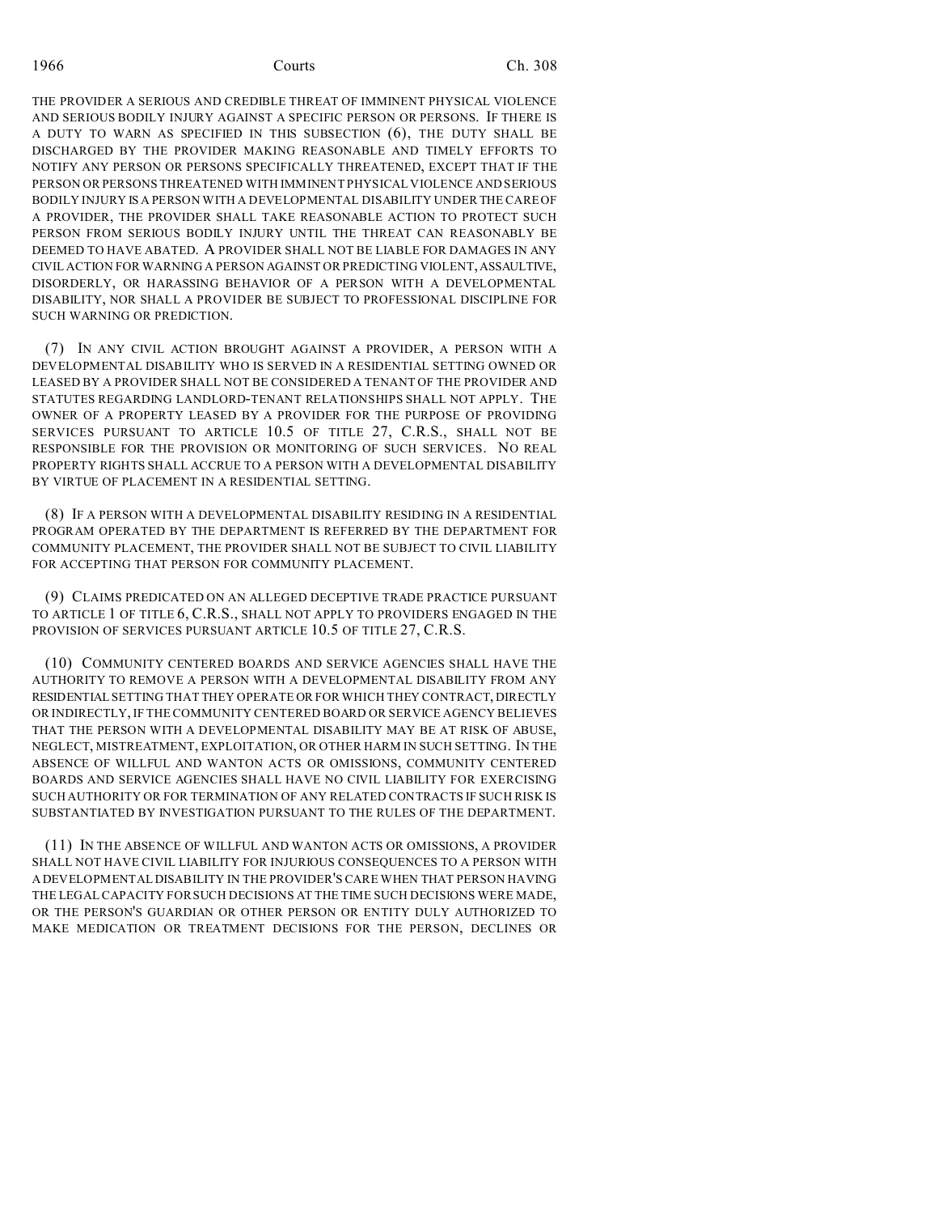THE PROVIDER A SERIOUS AND CREDIBLE THREAT OF IMMINENT PHYSICAL VIOLENCE AND SERIOUS BODILY INJURY AGAINST A SPECIFIC PERSON OR PERSONS. IF THERE IS A DUTY TO WARN AS SPECIFIED IN THIS SUBSECTION (6), THE DUTY SHALL BE DISCHARGED BY THE PROVIDER MAKING REASONABLE AND TIMELY EFFORTS TO NOTIFY ANY PERSON OR PERSONS SPECIFICALLY THREATENED, EXCEPT THAT IF THE PERSON OR PERSONS THREATENED WITH IMMINENT PHYSICAL VIOLENCE AND SERIOUS BODILY INJURY IS A PERSON WITH A DEVELOPMENTAL DISABILITY UNDER THE CARE OF A PROVIDER, THE PROVIDER SHALL TAKE REASONABLE ACTION TO PROTECT SUCH PERSON FROM SERIOUS BODILY INJURY UNTIL THE THREAT CAN REASONABLY BE DEEMED TO HAVE ABATED. A PROVIDER SHALL NOT BE LIABLE FOR DAMAGES IN ANY CIVIL ACTION FOR WARNING A PERSON AGAINST OR PREDICTING VIOLENT, ASSAULTIVE, DISORDERLY, OR HARASSING BEHAVIOR OF A PERSON WITH A DEVELOPMENTAL DISABILITY, NOR SHALL A PROVIDER BE SUBJECT TO PROFESSIONAL DISCIPLINE FOR SUCH WARNING OR PREDICTION.

(7) IN ANY CIVIL ACTION BROUGHT AGAINST A PROVIDER, A PERSON WITH A DEVELOPMENTAL DISABILITY WHO IS SERVED IN A RESIDENTIAL SETTING OWNED OR LEASED BY A PROVIDER SHALL NOT BE CONSIDERED A TENANT OF THE PROVIDER AND STATUTES REGARDING LANDLORD-TENANT RELATIONSHIPS SHALL NOT APPLY. THE OWNER OF A PROPERTY LEASED BY A PROVIDER FOR THE PURPOSE OF PROVIDING SERVICES PURSUANT TO ARTICLE 10.5 OF TITLE 27, C.R.S., SHALL NOT BE RESPONSIBLE FOR THE PROVISION OR MONITORING OF SUCH SERVICES. NO REAL PROPERTY RIGHTS SHALL ACCRUE TO A PERSON WITH A DEVELOPMENTAL DISABILITY BY VIRTUE OF PLACEMENT IN A RESIDENTIAL SETTING.

(8) IF A PERSON WITH A DEVELOPMENTAL DISABILITY RESIDING IN A RESIDENTIAL PROGRAM OPERATED BY THE DEPARTMENT IS REFERRED BY THE DEPARTMENT FOR COMMUNITY PLACEMENT, THE PROVIDER SHALL NOT BE SUBJECT TO CIVIL LIABILITY FOR ACCEPTING THAT PERSON FOR COMMUNITY PLACEMENT.

(9) CLAIMS PREDICATED ON AN ALLEGED DECEPTIVE TRADE PRACTICE PURSUANT TO ARTICLE 1 OF TITLE 6, C.R.S., SHALL NOT APPLY TO PROVIDERS ENGAGED IN THE PROVISION OF SERVICES PURSUANT ARTICLE 10.5 OF TITLE 27, C.R.S.

(10) COMMUNITY CENTERED BOARDS AND SERVICE AGENCIES SHALL HAVE THE AUTHORITY TO REMOVE A PERSON WITH A DEVELOPMENTAL DISABILITY FROM ANY RESIDENTIAL SETTING THAT THEY OPERATE OR FOR WHICH THEY CONTRACT, DIRECTLY OR INDIRECTLY, IF THE COMMUNITY CENTERED BOARD OR SERVICE AGENCY BELIEVES THAT THE PERSON WITH A DEVELOPMENTAL DISABILITY MAY BE AT RISK OF ABUSE, NEGLECT, MISTREATMENT, EXPLOITATION, OR OTHER HARM IN SUCH SETTING. IN THE ABSENCE OF WILLFUL AND WANTON ACTS OR OMISSIONS, COMMUNITY CENTERED BOARDS AND SERVICE AGENCIES SHALL HAVE NO CIVIL LIABILITY FOR EXERCISING SUCH AUTHORITY OR FOR TERMINATION OF ANY RELATED CONTRACTS IF SUCH RISK IS SUBSTANTIATED BY INVESTIGATION PURSUANT TO THE RULES OF THE DEPARTMENT.

(11) IN THE ABSENCE OF WILLFUL AND WANTON ACTS OR OMISSIONS, A PROVIDER SHALL NOT HAVE CIVIL LIABILITY FOR INJURIOUS CONSEQUENCES TO A PERSON WITH A DEVELOPMENTAL DISABILITY IN THE PROVIDER'S CARE WHEN THAT PERSON HAVING THE LEGAL CAPACITY FOR SUCH DECISIONS AT THE TIME SUCH DECISIONS WERE MADE, OR THE PERSON'S GUARDIAN OR OTHER PERSON OR ENTITY DULY AUTHORIZED TO MAKE MEDICATION OR TREATMENT DECISIONS FOR THE PERSON, DECLINES OR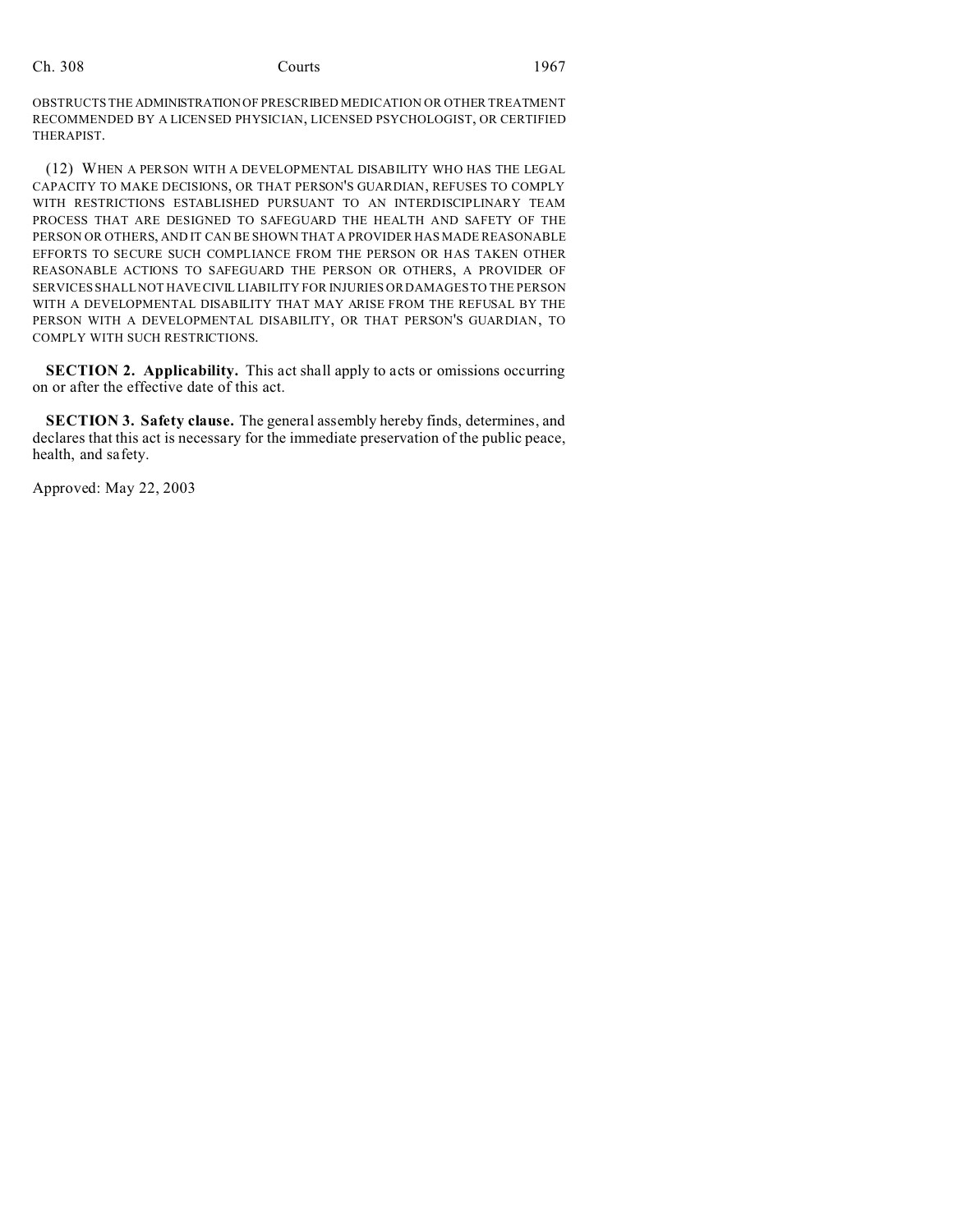OBSTRUCTS THE ADMINISTRATION OF PRESCRIBED MEDICATION OR OTHER TREATMENT RECOMMENDED BY A LICENSED PHYSICIAN, LICENSED PSYCHOLOGIST, OR CERTIFIED THERAPIST.

(12) WHEN A PERSON WITH A DEVELOPMENTAL DISABILITY WHO HAS THE LEGAL CAPACITY TO MAKE DECISIONS, OR THAT PERSON'S GUARDIAN, REFUSES TO COMPLY WITH RESTRICTIONS ESTABLISHED PURSUANT TO AN INTERDISCIPLINARY TEAM PROCESS THAT ARE DESIGNED TO SAFEGUARD THE HEALTH AND SAFETY OF THE PERSON OR OTHERS, AND IT CAN BE SHOWN THAT A PROVIDER HAS MADE REASONABLE EFFORTS TO SECURE SUCH COMPLIANCE FROM THE PERSON OR HAS TAKEN OTHER REASONABLE ACTIONS TO SAFEGUARD THE PERSON OR OTHERS, A PROVIDER OF SERVICES SHALL NOT HAVE CIVIL LIABILITY FOR INJURIES OR DAMAGES TO THE PERSON WITH A DEVELOPMENTAL DISABILITY THAT MAY ARISE FROM THE REFUSAL BY THE PERSON WITH A DEVELOPMENTAL DISABILITY, OR THAT PERSON'S GUARDIAN, TO COMPLY WITH SUCH RESTRICTIONS.

**SECTION 2. Applicability.** This act shall apply to acts or omissions occurring on or after the effective date of this act.

**SECTION 3. Safety clause.** The general assembly hereby finds, determines, and declares that this act is necessary for the immediate preservation of the public peace, health, and safety.

Approved: May 22, 2003